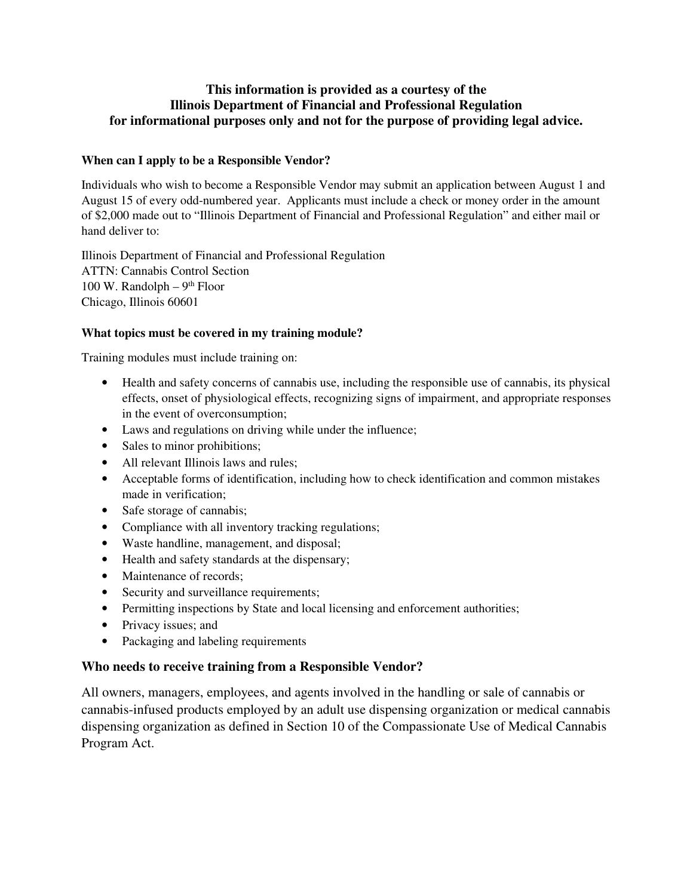**This information is provided as a courtesy of the Illinois Department of Financial and Professional Regulation for informational purposes only and not for the purpose of providing legal advice.**

### When can I apply to be a Responsible Vendor?

Individuals who wish to become a Responsible Vendor may submit an application between August 1 and August 15 of every odd-numbered year. Applicants must include a check or money order in the amount of $2,000 made out to "Illinois Department of Financial and Professional Regulation" and either mail or hand deliver to:

Illinois Department of Financial and Professional Regulation
ATTN: Cannabis Control Section
100 W. Randolph – 9th Floor
Chicago, Illinois 60601

### What topics must be covered in my training module?

Training modules must include training on:

- Health and safety concerns of cannabis use, including the responsible use of cannabis, its physical effects, onset of physiological effects, recognizing signs of impairment, and appropriate responses in the event of overconsumption;
- Laws and regulations on driving while under the influence;
- Sales to minor prohibitions;
- All relevant Illinois laws and rules;
- Acceptable forms of identification, including how to check identification and common mistakes made in verification;
- Safe storage of cannabis;
- Compliance with all inventory tracking regulations;
- Waste handline, management, and disposal;
- Health and safety standards at the dispensary;
- Maintenance of records;
- Security and surveillance requirements;
- Permitting inspections by State and local licensing and enforcement authorities;
- Privacy issues; and
- Packaging and labeling requirements

### Who needs to receive training from a Responsible Vendor?

All owners, managers, employees, and agents involved in the handling or sale of cannabis or cannabis-infused products employed by an adult use dispensing organization or medical cannabis dispensing organization as defined in Section 10 of the Compassionate Use of Medical Cannabis Program Act.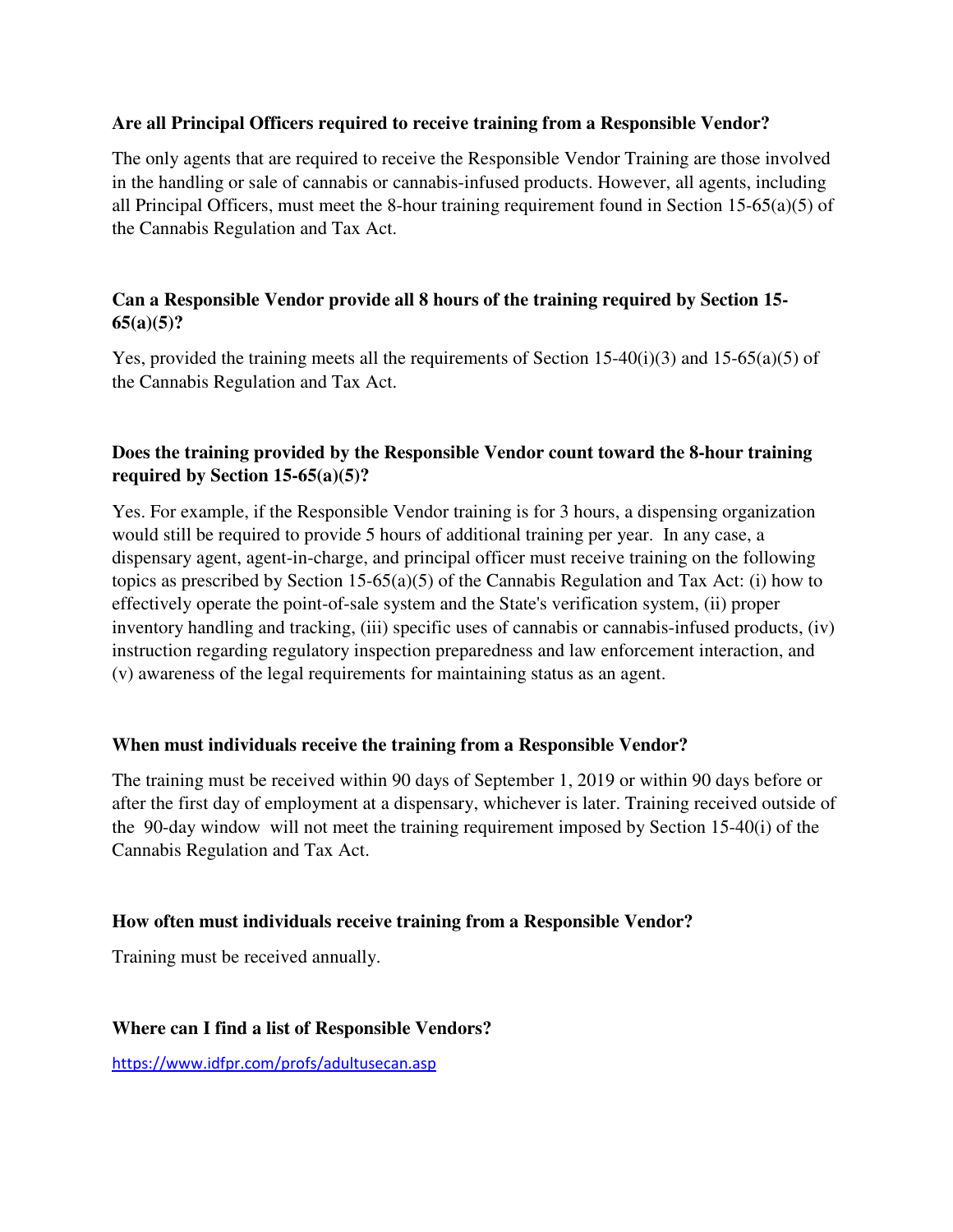**Are all Principal Officers required to receive training from a Responsible Vendor?**

The only agents that are required to receive the Responsible Vendor Training are those involved in the handling or sale of cannabis or cannabis-infused products. However, all agents, including all Principal Officers, must meet the 8-hour training requirement found in Section 15-65(a)(5) of the Cannabis Regulation and Tax Act.

**Can a Responsible Vendor provide all 8 hours of the training required by Section 15-65(a)(5)?**

Yes, provided the training meets all the requirements of Section 15-40(i)(3) and 15-65(a)(5) of the Cannabis Regulation and Tax Act.

**Does the training provided by the Responsible Vendor count toward the 8-hour training required by Section 15-65(a)(5)?**

Yes. For example, if the Responsible Vendor training is for 3 hours, a dispensing organization would still be required to provide 5 hours of additional training per year. In any case, a dispensary agent, agent-in-charge, and principal officer must receive training on the following topics as prescribed by Section 15-65(a)(5) of the Cannabis Regulation and Tax Act: (i) how to effectively operate the point-of-sale system and the State's verification system, (ii) proper inventory handling and tracking, (iii) specific uses of cannabis or cannabis-infused products, (iv) instruction regarding regulatory inspection preparedness and law enforcement interaction, and (v) awareness of the legal requirements for maintaining status as an agent.

**When must individuals receive the training from a Responsible Vendor?**

The training must be received within 90 days of September 1, 2019 or within 90 days before or after the first day of employment at a dispensary, whichever is later. Training received outside of the 90-day window will not meet the training requirement imposed by Section 15-40(i) of the Cannabis Regulation and Tax Act.

**How often must individuals receive training from a Responsible Vendor?**

Training must be received annually.

**Where can I find a list of Responsible Vendors?**

https://www.idfpr.com/profs/adultusecan.asp